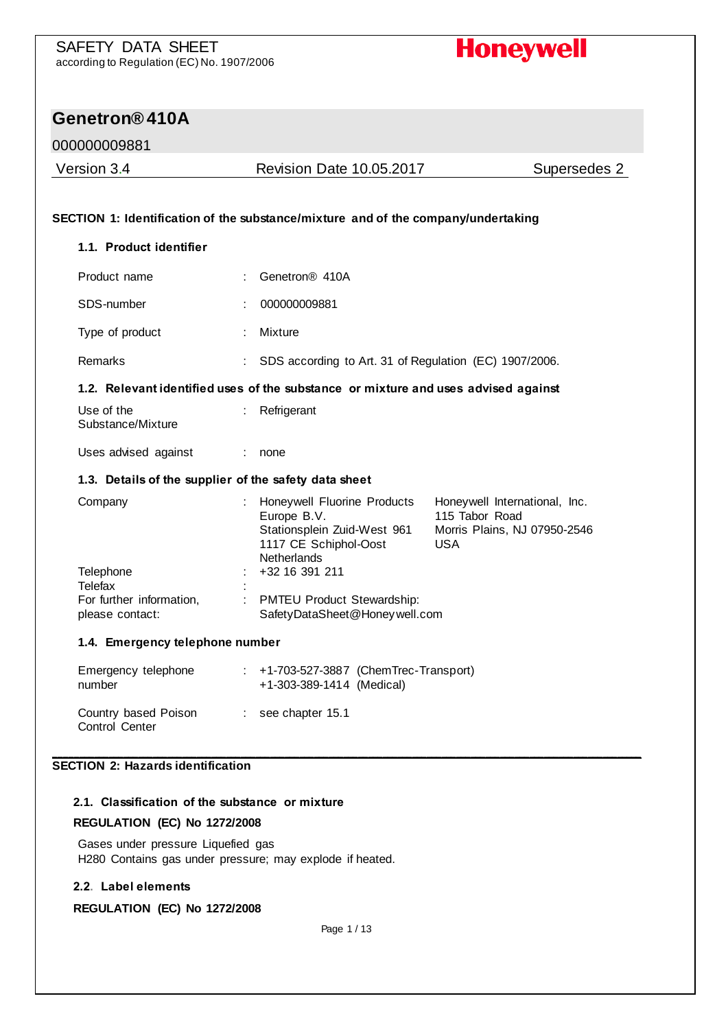SAFETY DATA SHEET
according to Regulation (EC) No. 1907/2006

**Honeywell**

# Genetron® 410A

000000009881

| Version 3.4 | Revision Date 10.05.2017 | Supersedes 2 |
|---|---|---|

## SECTION 1: Identification of the substance/mixture and of the company/undertaking

### 1.1. Product identifier

| | | |
|---|---|---|
| Product name | : | Genetron® 410A |
| SDS-number | : | 000000009881 |
| Type of product | : | Mixture |
| Remarks | : | SDS according to Art. 31 of Regulation (EC) 1907/2006. |

### 1.2. Relevant identified uses of the substance or mixture and uses advised against

| | | |
|---|---|---|
| Use of the Substance/Mixture | : | Refrigerant |
| Uses advised against | : | none |

### 1.3. Details of the supplier of the safety data sheet

| | | | |
|---|---|---|---|
| Company | : | Honeywell Fluorine Products Europe B.V.<br>Stationsplein Zuid-West 961<br>1117 CE Schiphol-Oost<br>Netherlands | Honeywell International, Inc.<br>115 Tabor Road<br>Morris Plains, NJ 07950-2546<br>USA |
| Telephone | : | +32 16 391 211 | |
| Telefax | : | | |
| For further information, please contact: | : | PMTEU Product Stewardship:<br>SafetyDataSheet@Honeywell.com | |

### 1.4. Emergency telephone number

| | | |
|---|---|---|
| Emergency telephone number | : | +1-703-527-3887 (ChemTrec-Transport)<br>+1-303-389-1414 (Medical) |
| Country based Poison Control Center | : | see chapter 15.1 |

## SECTION 2: Hazards identification

### 2.1. Classification of the substance or mixture

**REGULATION (EC) No 1272/2008**

Gases under pressure Liquefied gas
H280 Contains gas under pressure; may explode if heated.

### 2.2. Label elements

**REGULATION (EC) No 1272/2008**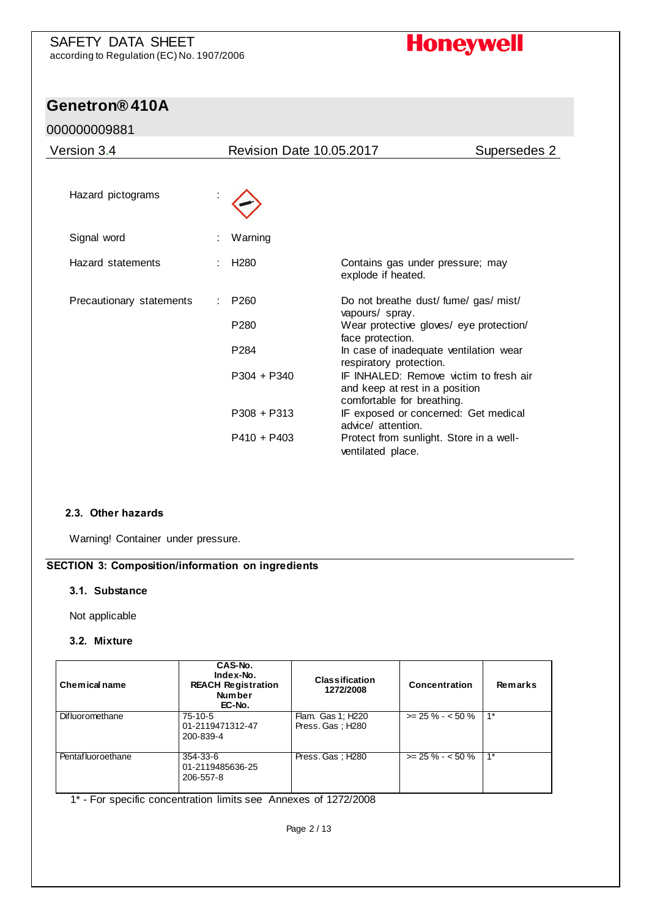Hazard pictograms :

Signal word : Warning

Hazard statements : H280 Contains gas under pressure; may explode if heated.

Precautionary statements :

| | |
|---|---|
| P260 | Do not breathe dust/ fume/ gas/ mist/ vapours/ spray. |
| P280 | Wear protective gloves/ eye protection/ face protection. |
| P284 | In case of inadequate ventilation wear respiratory protection. |
| P304 + P340 | IF INHALED: Remove victim to fresh air and keep at rest in a position comfortable for breathing. |
| P308 + P313 | IF exposed or concerned: Get medical advice/ attention. |
| P410 + P403 | Protect from sunlight. Store in a well-ventilated place. |

### 2.3. Other hazards

Warning! Container under pressure.

## SECTION 3: Composition/information on ingredients

### 3.1. Substance

Not applicable

### 3.2. Mixture

| Chemical name | CAS-No. Index-No. REACH Registration Number EC-No. | Classification 1272/2008 | Concentration | Remarks |
|---|---|---|---|---|
| Difluoromethane | 75-10-5<br>01-2119471312-47<br>200-839-4 | Flam. Gas 1; H220<br>Press. Gas ; H280 | >= 25 % - < 50 % | 1* |
| Pentafluoroethane | 354-33-6<br>01-2119485636-25<br>206-557-8 | Press. Gas ; H280 | >= 25 % - < 50 % | 1* |

1* - For specific concentration limits see Annexes of 1272/2008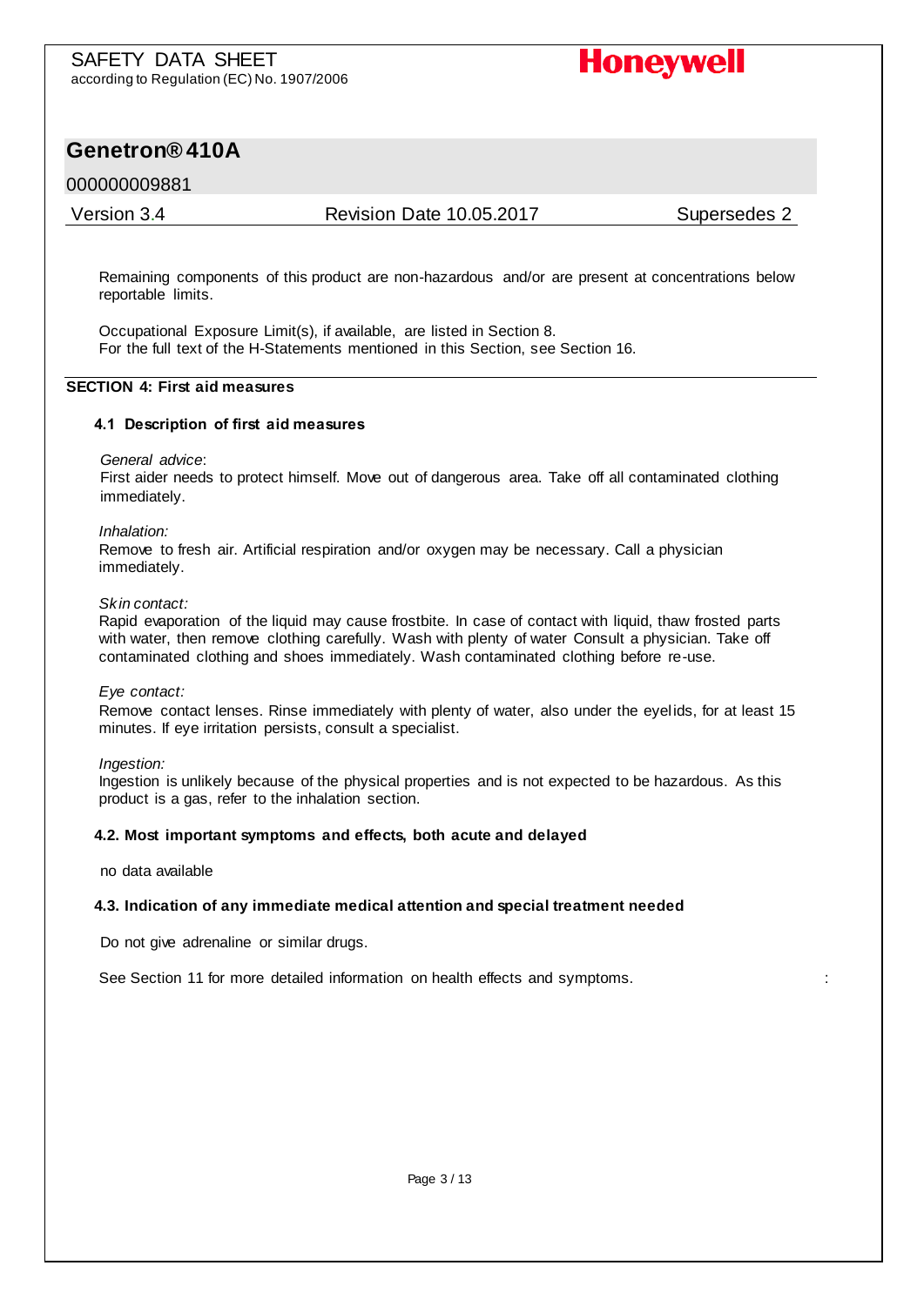Remaining components of this product are non-hazardous and/or are present at concentrations below reportable limits.

Occupational Exposure Limit(s), if available, are listed in Section 8.
For the full text of the H-Statements mentioned in this Section, see Section 16.

## SECTION 4: First aid measures

### 4.1 Description of first aid measures

*General advice*:
First aider needs to protect himself. Move out of dangerous area. Take off all contaminated clothing immediately.

*Inhalation:*
Remove to fresh air. Artificial respiration and/or oxygen may be necessary. Call a physician immediately.

*Skin contact:*
Rapid evaporation of the liquid may cause frostbite. In case of contact with liquid, thaw frosted parts with water, then remove clothing carefully. Wash with plenty of water Consult a physician. Take off contaminated clothing and shoes immediately. Wash contaminated clothing before re-use.

*Eye contact:*
Remove contact lenses. Rinse immediately with plenty of water, also under the eyelids, for at least 15 minutes. If eye irritation persists, consult a specialist.

*Ingestion:*
Ingestion is unlikely because of the physical properties and is not expected to be hazardous. As this product is a gas, refer to the inhalation section.

### 4.2. Most important symptoms and effects, both acute and delayed

no data available

### 4.3. Indication of any immediate medical attention and special treatment needed

Do not give adrenaline or similar drugs.

See Section 11 for more detailed information on health effects and symptoms. :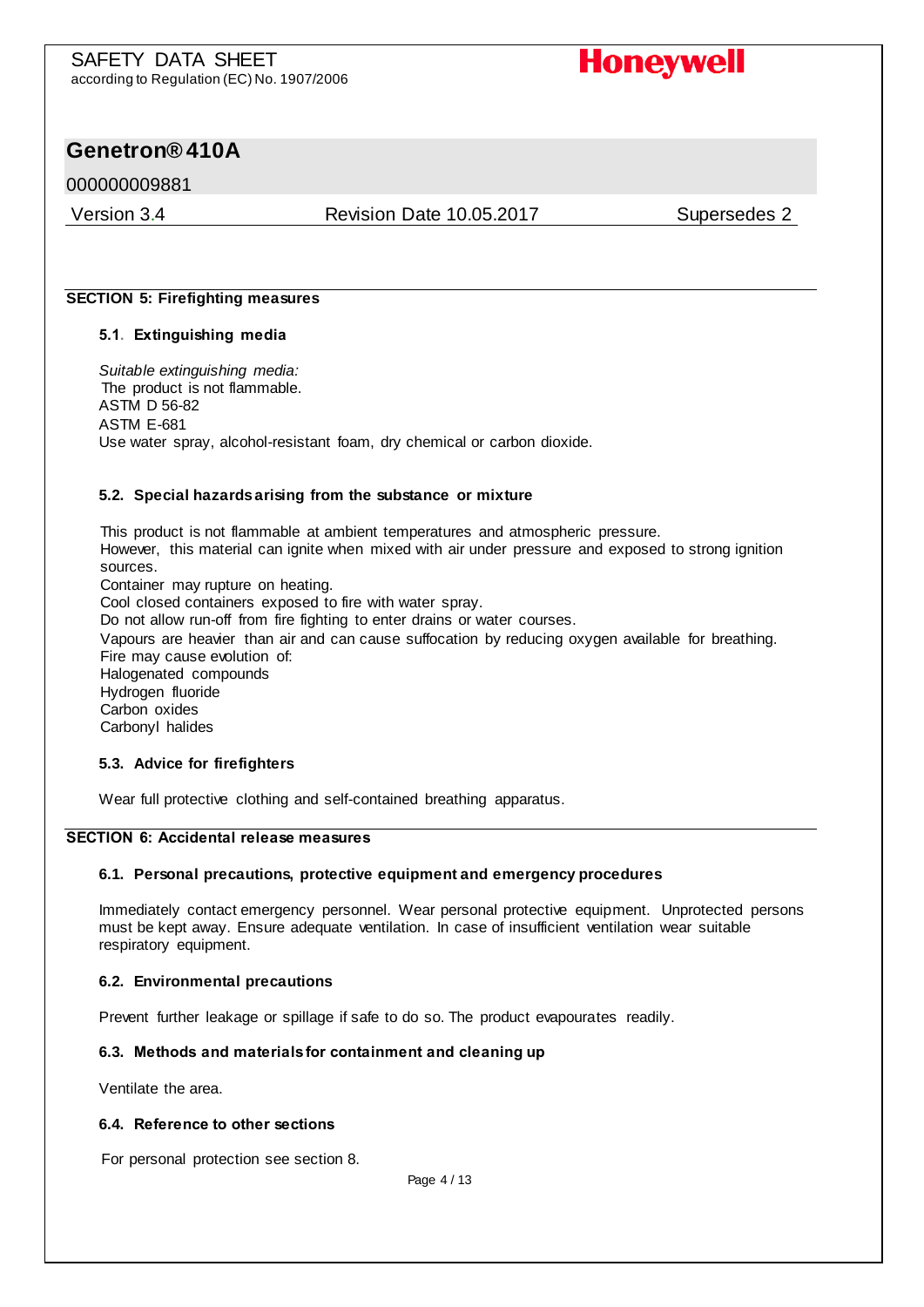## SECTION 5: Firefighting measures

### 5.1. Extinguishing media

*Suitable extinguishing media:*
The product is not flammable.
ASTM D 56-82
ASTM E-681
Use water spray, alcohol-resistant foam, dry chemical or carbon dioxide.

### 5.2. Special hazards arising from the substance or mixture

This product is not flammable at ambient temperatures and atmospheric pressure.
However, this material can ignite when mixed with air under pressure and exposed to strong ignition sources.
Container may rupture on heating.
Cool closed containers exposed to fire with water spray.
Do not allow run-off from fire fighting to enter drains or water courses.
Vapours are heavier than air and can cause suffocation by reducing oxygen available for breathing.
Fire may cause evolution of:
Halogenated compounds
Hydrogen fluoride
Carbon oxides
Carbonyl halides

### 5.3. Advice for firefighters

Wear full protective clothing and self-contained breathing apparatus.

## SECTION 6: Accidental release measures

### 6.1. Personal precautions, protective equipment and emergency procedures

Immediately contact emergency personnel. Wear personal protective equipment. Unprotected persons must be kept away. Ensure adequate ventilation. In case of insufficient ventilation wear suitable respiratory equipment.

### 6.2. Environmental precautions

Prevent further leakage or spillage if safe to do so. The product evapourates readily.

### 6.3. Methods and materials for containment and cleaning up

Ventilate the area.

### 6.4. Reference to other sections

For personal protection see section 8.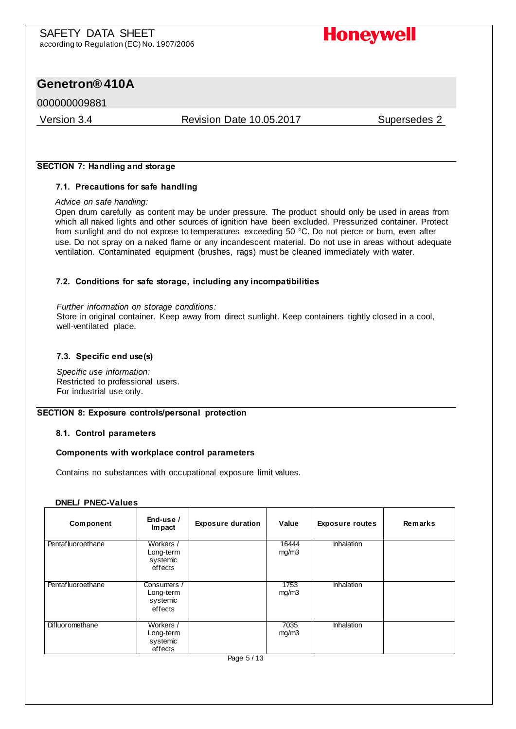## SECTION 7: Handling and storage

### 7.1. Precautions for safe handling

*Advice on safe handling:*
Open drum carefully as content may be under pressure. The product should only be used in areas from which all naked lights and other sources of ignition have been excluded. Pressurized container. Protect from sunlight and do not expose to temperatures exceeding 50 °C. Do not pierce or burn, even after use. Do not spray on a naked flame or any incandescent material. Do not use in areas without adequate ventilation. Contaminated equipment (brushes, rags) must be cleaned immediately with water.

### 7.2. Conditions for safe storage, including any incompatibilities

*Further information on storage conditions:*
Store in original container. Keep away from direct sunlight. Keep containers tightly closed in a cool, well-ventilated place.

### 7.3. Specific end use(s)

*Specific use information:*
Restricted to professional users.
For industrial use only.

## SECTION 8: Exposure controls/personal protection

### 8.1. Control parameters

**Components with workplace control parameters**

Contains no substances with occupational exposure limit values.

**DNEL/ PNEC-Values**

| Component | End-use / Impact | Exposure duration | Value | Exposure routes | Remarks |
|---|---|---|---|---|---|
| Pentafluoroethane | Workers / Long-term systemic effects | | 16444 mg/m3 | Inhalation | |
| Pentafluoroethane | Consumers / Long-term systemic effects | | 1753 mg/m3 | Inhalation | |
| Difluoromethane | Workers / Long-term systemic effects | | 7035 mg/m3 | Inhalation | |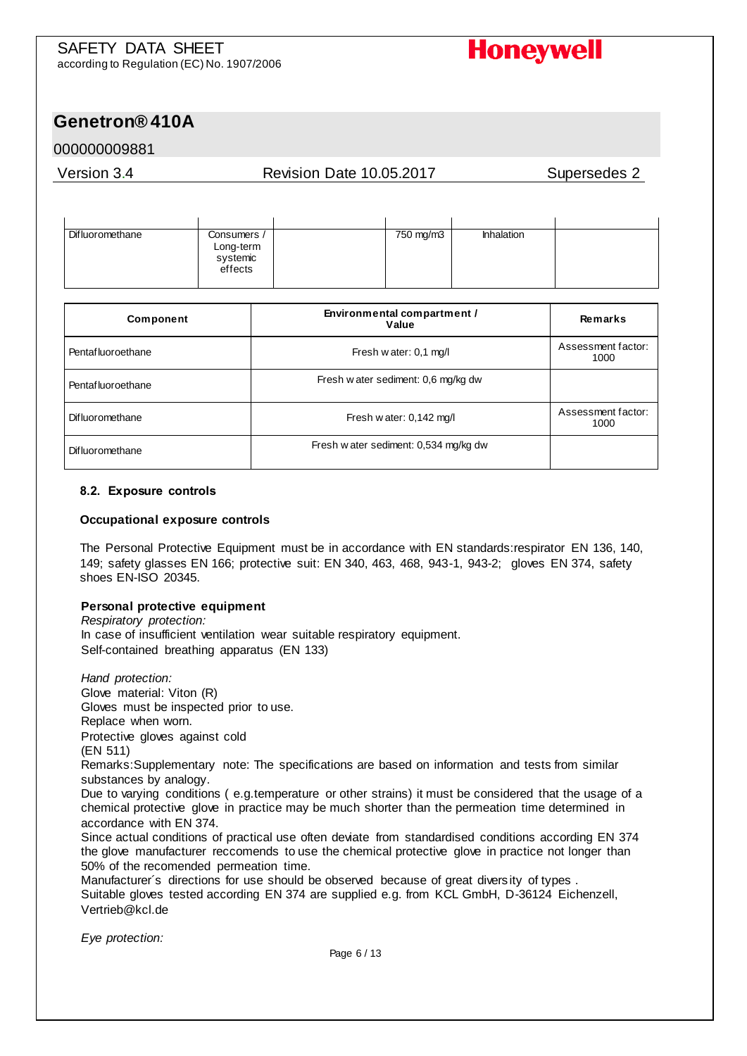| | | | | | |
|---|---|---|---|---|---|
| Difluoromethane | Consumers / Long-term systemic effects | | 750 mg/m3 | Inhalation | |

| Component | Environmental compartment / Value | Remarks |
|---|---|---|
| Pentafluoroethane | Fresh water: 0,1 mg/l | Assessment factor: 1000 |
| Pentafluoroethane | Fresh water sediment: 0,6 mg/kg dw | |
| Difluoromethane | Fresh water: 0,142 mg/l | Assessment factor: 1000 |
| Difluoromethane | Fresh water sediment: 0,534 mg/kg dw | |

### 8.2. Exposure controls

#### Occupational exposure controls

The Personal Protective Equipment must be in accordance with EN standards:respirator EN 136, 140, 149; safety glasses EN 166; protective suit: EN 340, 463, 468, 943-1, 943-2; gloves EN 374, safety shoes EN-ISO 20345.

#### Personal protective equipment

*Respiratory protection:*
In case of insufficient ventilation wear suitable respiratory equipment.
Self-contained breathing apparatus (EN 133)

*Hand protection:*
Glove material: Viton (R)
Gloves must be inspected prior to use.
Replace when worn.
Protective gloves against cold
(EN 511)
Remarks:Supplementary note: The specifications are based on information and tests from similar substances by analogy.
Due to varying conditions ( e.g.temperature or other strains) it must be considered that the usage of a chemical protective glove in practice may be much shorter than the permeation time determined in accordance with EN 374.
Since actual conditions of practical use often deviate from standardised conditions according EN 374 the glove manufacturer reccomends to use the chemical protective glove in practice not longer than 50% of the recomended permeation time.
Manufacturer´s directions for use should be observed because of great diversity of types .
Suitable gloves tested according EN 374 are supplied e.g. from KCL GmbH, D-36124 Eichenzell, Vertrieb@kcl.de

*Eye protection:*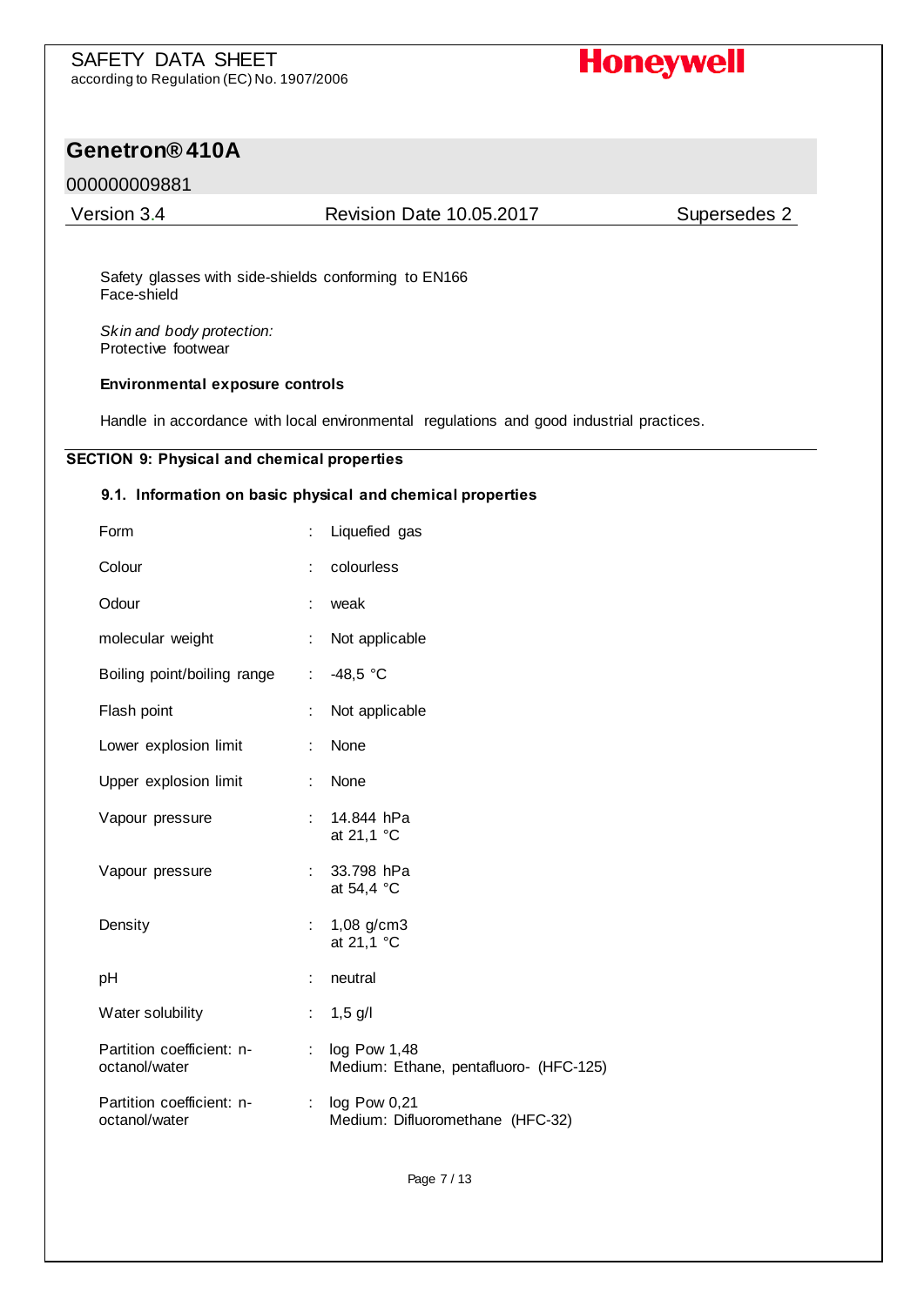Safety glasses with side-shields conforming to EN166
Face-shield

*Skin and body protection:*
Protective footwear

**Environmental exposure controls**

Handle in accordance with local environmental regulations and good industrial practices.

## SECTION 9: Physical and chemical properties

### 9.1. Information on basic physical and chemical properties

| Property | Value |
|---|---|
| Form | Liquefied gas |
| Colour | colourless |
| Odour | weak |
| molecular weight | Not applicable |
| Boiling point/boiling range | -48,5 °C |
| Flash point | Not applicable |
| Lower explosion limit | None |
| Upper explosion limit | None |
| Vapour pressure | 14.844 hPa at 21,1 °C |
| Vapour pressure | 33.798 hPa at 54,4 °C |
| Density | 1,08 g/cm3 at 21,1 °C |
| pH | neutral |
| Water solubility | 1,5 g/l |
| Partition coefficient: n-octanol/water | log Pow 1,48 Medium: Ethane, pentafluoro- (HFC-125) |
| Partition coefficient: n-octanol/water | log Pow 0,21 Medium: Difluoromethane (HFC-32) |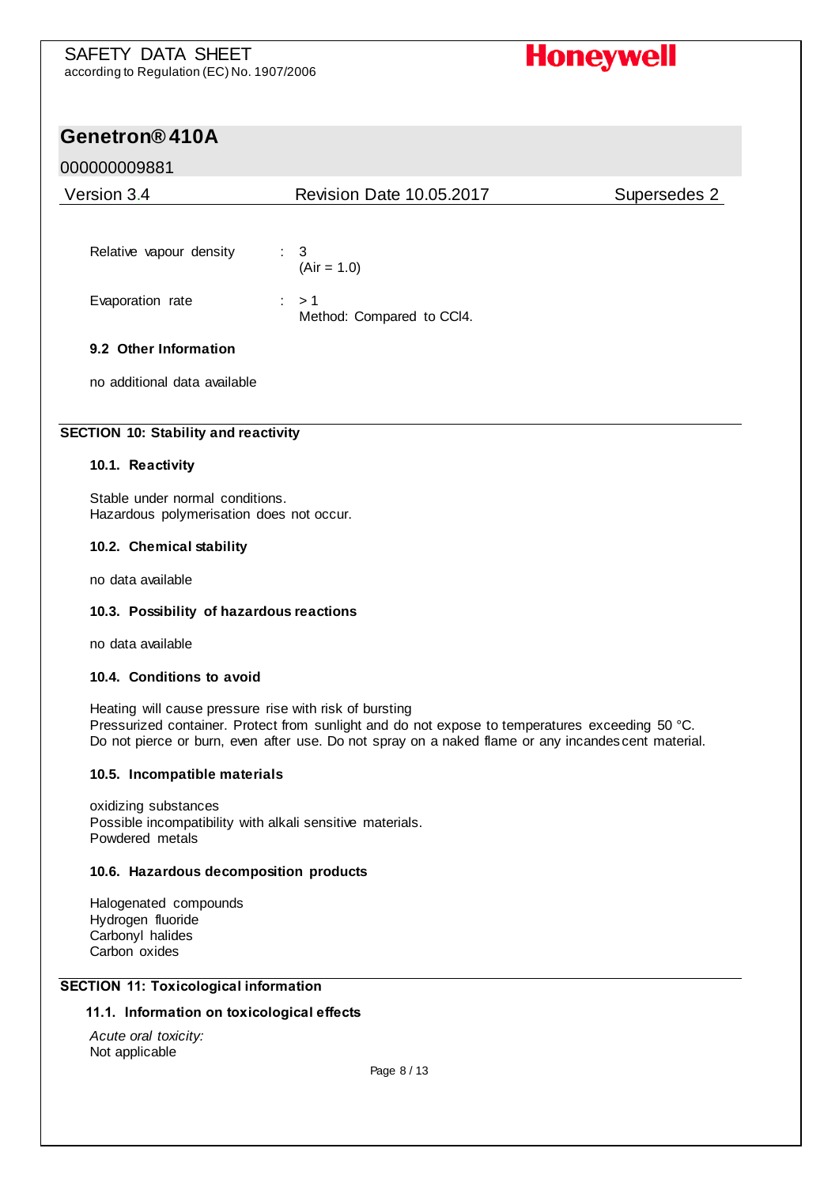Relative vapour density : 3
(Air = 1.0)

Evaporation rate : > 1
Method: Compared to $CCl_4$.

**9.2 Other Information**

no additional data available

## SECTION 10: Stability and reactivity

**10.1. Reactivity**

Stable under normal conditions.
Hazardous polymerisation does not occur.

**10.2. Chemical stability**

no data available

**10.3. Possibility of hazardous reactions**

no data available

**10.4. Conditions to avoid**

Heating will cause pressure rise with risk of bursting
Pressurized container. Protect from sunlight and do not expose to temperatures exceeding 50 °C.
Do not pierce or burn, even after use. Do not spray on a naked flame or any incandescent material.

**10.5. Incompatible materials**

oxidizing substances
Possible incompatibility with alkali sensitive materials.
Powdered metals

**10.6. Hazardous decomposition products**

Halogenated compounds
Hydrogen fluoride
Carbonyl halides
Carbon oxides

## SECTION 11: Toxicological information

**11.1. Information on toxicological effects**

*Acute oral toxicity:*
Not applicable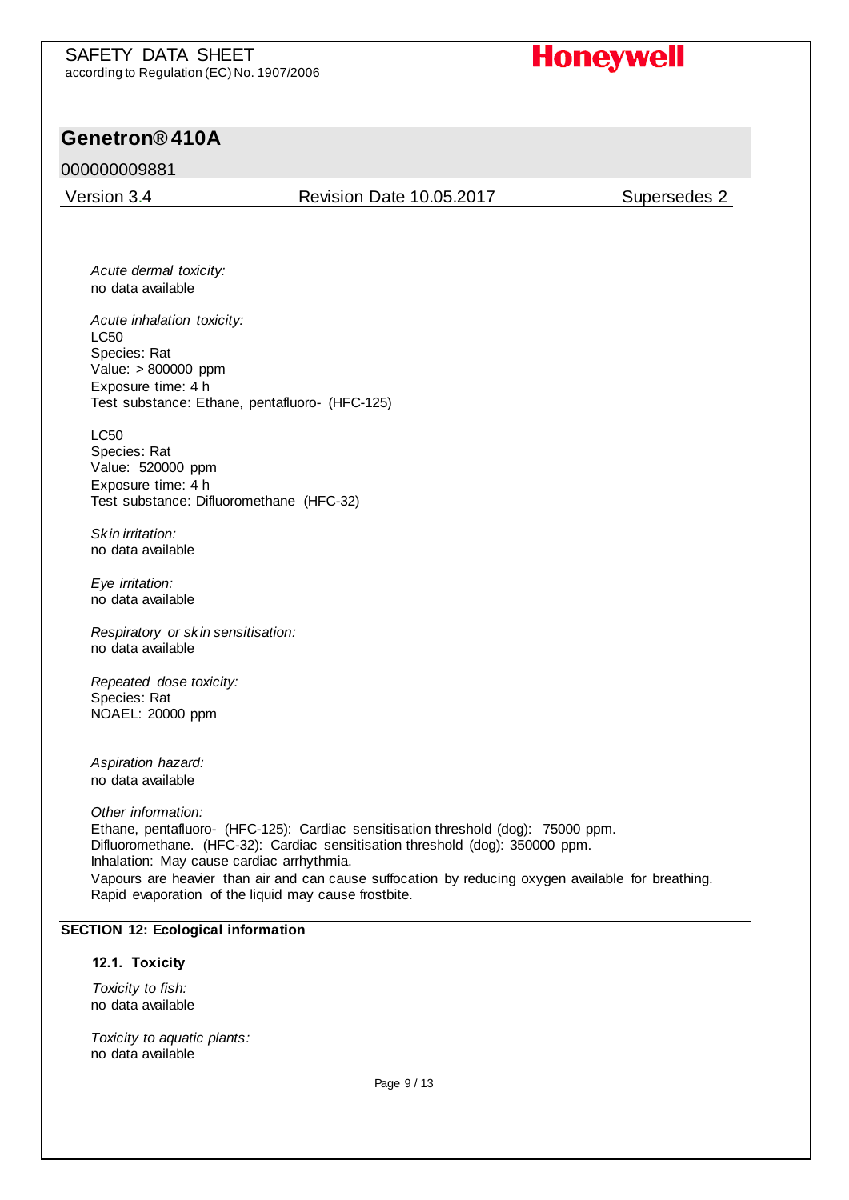*Acute dermal toxicity:*
no data available

*Acute inhalation toxicity:*
LC50
Species: Rat
Value: > 800000 ppm
Exposure time: 4 h
Test substance: Ethane, pentafluoro- (HFC-125)

LC50
Species: Rat
Value: 520000 ppm
Exposure time: 4 h
Test substance: Difluoromethane (HFC-32)

*Skin irritation:*
no data available

*Eye irritation:*
no data available

*Respiratory or skin sensitisation:*
no data available

*Repeated dose toxicity:*
Species: Rat
NOAEL: 20000 ppm

*Aspiration hazard:*
no data available

*Other information:*
Ethane, pentafluoro- (HFC-125): Cardiac sensitisation threshold (dog): 75000 ppm.
Difluoromethane. (HFC-32): Cardiac sensitisation threshold (dog): 350000 ppm.
Inhalation: May cause cardiac arrhythmia.
Vapours are heavier than air and can cause suffocation by reducing oxygen available for breathing.
Rapid evaporation of the liquid may cause frostbite.

## SECTION 12: Ecological information

### 12.1. Toxicity

*Toxicity to fish:*
no data available

*Toxicity to aquatic plants:*
no data available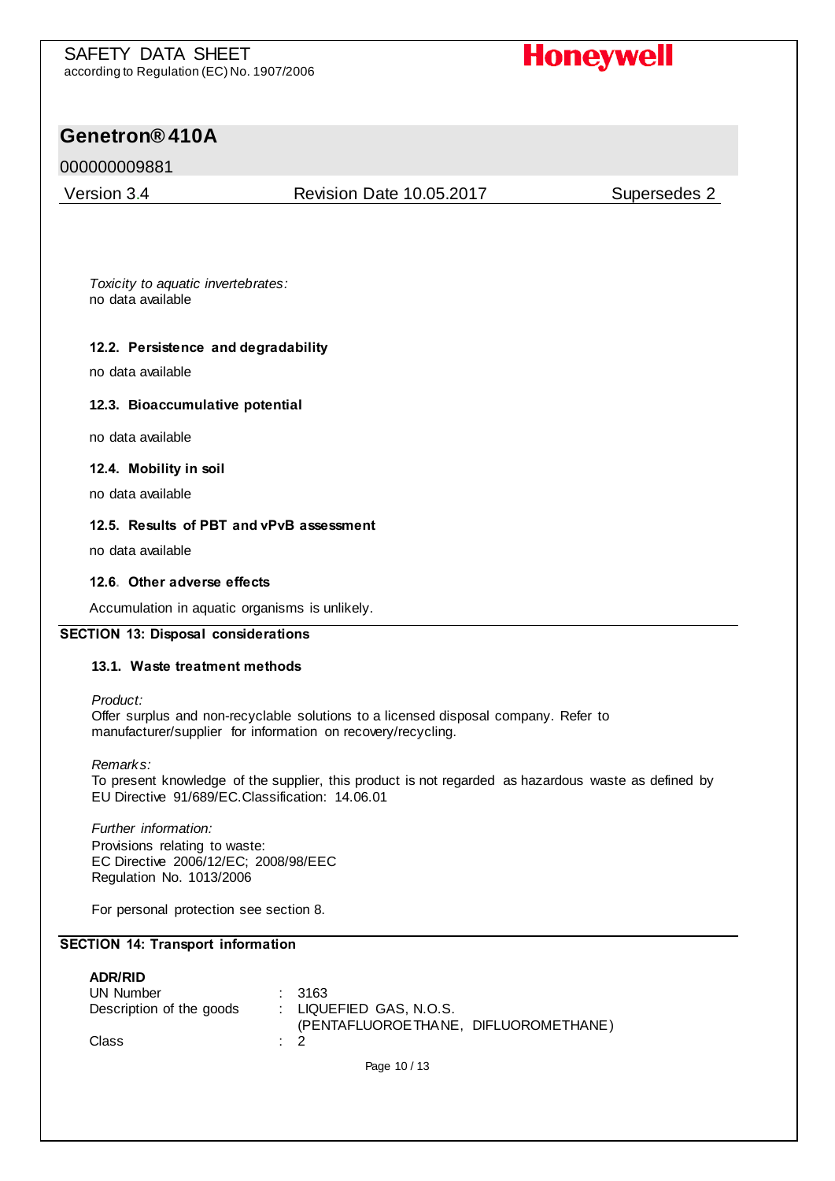*Toxicity to aquatic invertebrates:*
no data available

### 12.2. Persistence and degradability

no data available

### 12.3. Bioaccumulative potential

no data available

### 12.4. Mobility in soil

no data available

### 12.5. Results of PBT and vPvB assessment

no data available

### 12.6. Other adverse effects

Accumulation in aquatic organisms is unlikely.

## SECTION 13: Disposal considerations

### 13.1. Waste treatment methods

*Product:*
Offer surplus and non-recyclable solutions to a licensed disposal company. Refer to manufacturer/supplier for information on recovery/recycling.

*Remarks:*
To present knowledge of the supplier, this product is not regarded as hazardous waste as defined by EU Directive 91/689/EC.Classification: 14.06.01

*Further information:*
Provisions relating to waste:
EC Directive 2006/12/EC; 2008/98/EEC
Regulation No. 1013/2006

For personal protection see section 8.

## SECTION 14: Transport information

**ADR/RID**

| | | |
|---|---|---|
| UN Number | : | 3163 |
| Description of the goods | : | LIQUEFIED GAS, N.O.S. (PENTAFLUOROETHANE, DIFLUOROMETHANE) |
| Class | : | 2 |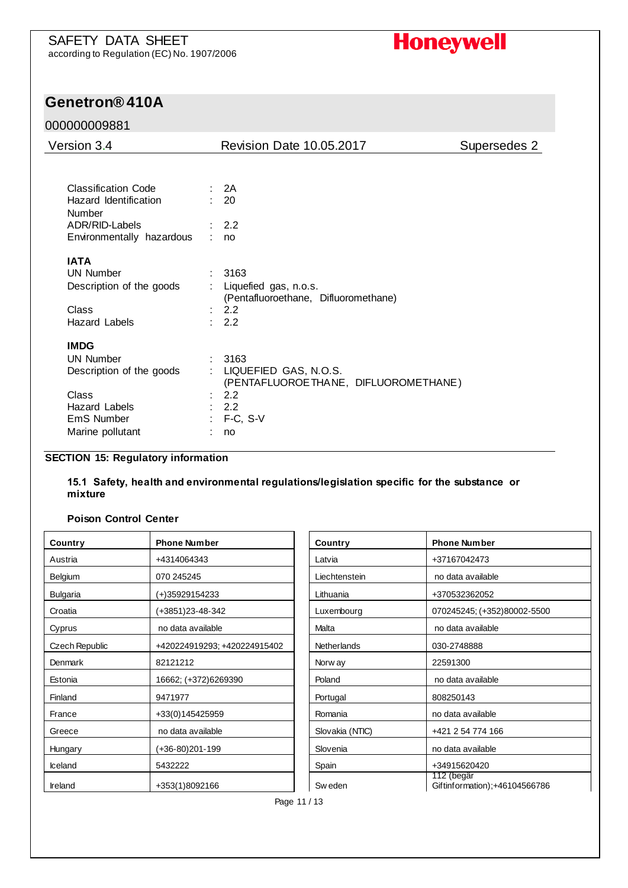| | | |
|---|---|---|
| Classification Code | : | 2A |
| Hazard Identification Number | : | 20 |
| ADR/RID-Labels | : | 2.2 |
| Environmentally hazardous | : | no |

**IATA**

| | | |
|---|---|---|
| UN Number | : | 3163 |
| Description of the goods | : | Liquefied gas, n.o.s. (Pentafluoroethane, Difluoromethane) |
| Class | : | 2.2 |
| Hazard Labels | : | 2.2 |

**IMDG**

| | | |
|---|---|---|
| UN Number | : | 3163 |
| Description of the goods | : | LIQUEFIED GAS, N.O.S. (PENTAFLUOROETHANE, DIFLUOROMETHANE) |
| Class | : | 2.2 |
| Hazard Labels | : | 2.2 |
| EmS Number | : | F-C, S-V |
| Marine pollutant | : | no |

## SECTION 15: Regulatory information

### 15.1 Safety, health and environmental regulations/legislation specific for the substance or mixture

**Poison Control Center**

| Country | Phone Number |
|---|---|
| Austria | +4314064343 |
| Belgium | 070 245245 |
| Bulgaria | (+)35929154233 |
| Croatia | (+3851)23-48-342 |
| Cyprus | no data available |
| Czech Republic | +420224919293; +420224915402 |
| Denmark | 82121212 |
| Estonia | 16662; (+372)6269390 |
| Finland | 9471977 |
| France | +33(0)145425959 |
| Greece | no data available |
| Hungary | (+36-80)201-199 |
| Iceland | 5432222 |
| Ireland | +353(1)8092166 |

| Country | Phone Number |
|---|---|
| Latvia | +37167042473 |
| Liechtenstein | no data available |
| Lithuania | +370532362052 |
| Luxembourg | 070245245; (+352)80002-5500 |
| Malta | no data available |
| Netherlands | 030-2748888 |
| Norway | 22591300 |
| Poland | no data available |
| Portugal | 808250143 |
| Romania | no data available |
| Slovakia (NTIC) | +421 2 54 774 166 |
| Slovenia | no data available |
| Spain | +34915620420 |
| Sweden | 112 (begär Giftinformation);+46104566786 |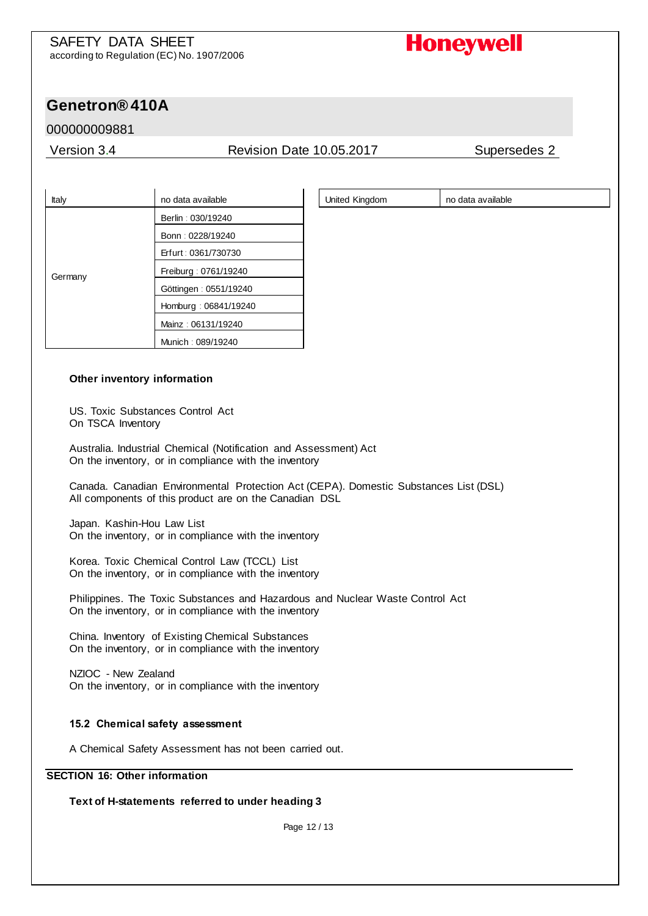| | |
|---|---|
| Italy | no data available |
| Germany | Berlin : 030/19240 |
| | Bonn : 0228/19240 |
| | Erfurt : 0361/730730 |
| | Freiburg : 0761/19240 |
| | Göttingen : 0551/19240 |
| | Homburg : 06841/19240 |
| | Mainz : 06131/19240 |
| | Munich : 089/19240 |

| | |
|---|---|
| United Kingdom | no data available |

### Other inventory information

US. Toxic Substances Control Act
On TSCA Inventory

Australia. Industrial Chemical (Notification and Assessment) Act
On the inventory, or in compliance with the inventory

Canada. Canadian Environmental Protection Act (CEPA). Domestic Substances List (DSL)
All components of this product are on the Canadian DSL

Japan. Kashin-Hou Law List
On the inventory, or in compliance with the inventory

Korea. Toxic Chemical Control Law (TCCL) List
On the inventory, or in compliance with the inventory

Philippines. The Toxic Substances and Hazardous and Nuclear Waste Control Act
On the inventory, or in compliance with the inventory

China. Inventory of Existing Chemical Substances
On the inventory, or in compliance with the inventory

NZIOC - New Zealand
On the inventory, or in compliance with the inventory

### 15.2 Chemical safety assessment

A Chemical Safety Assessment has not been carried out.

## SECTION 16: Other information

### Text of H-statements referred to under heading 3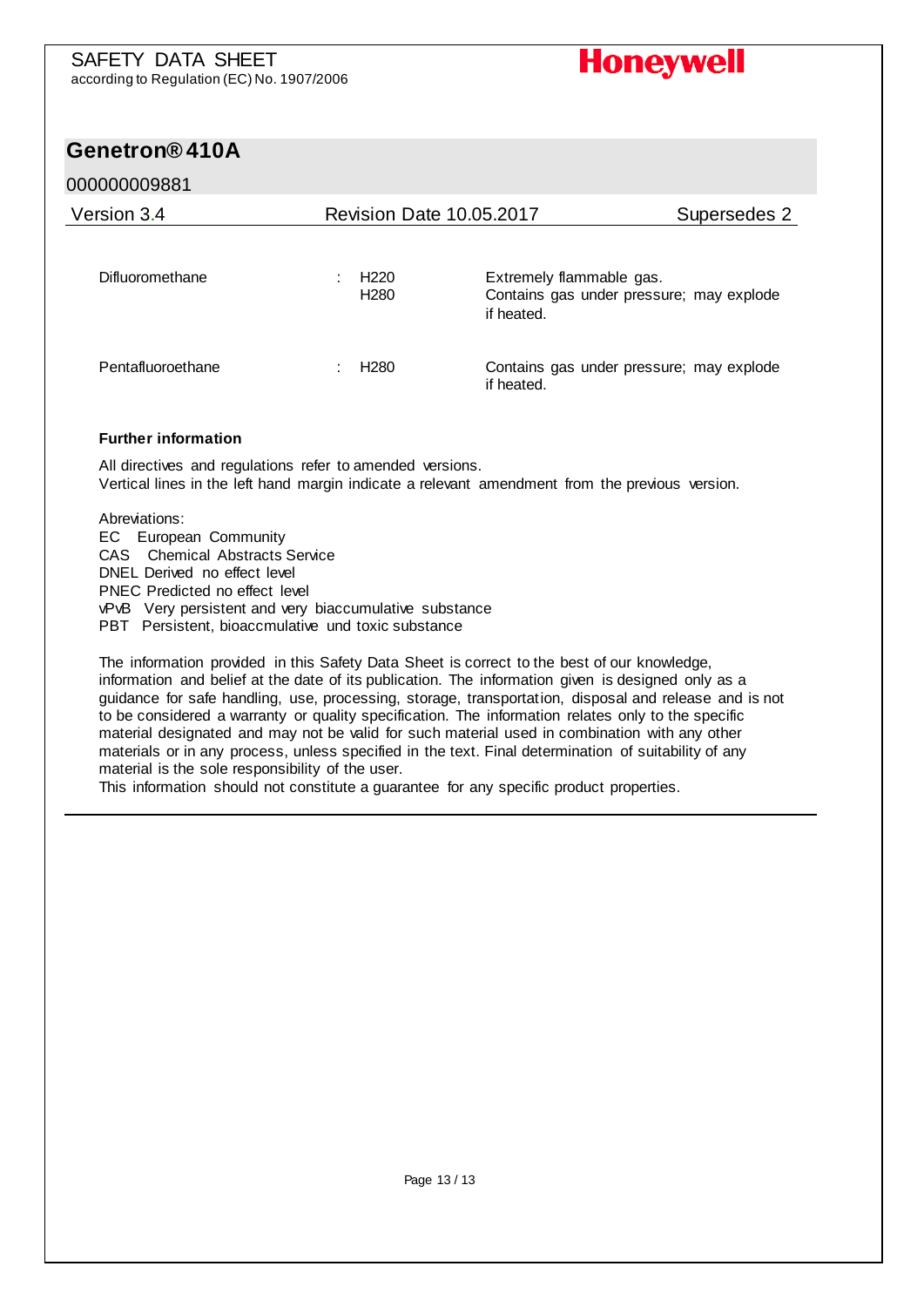| | | | |
|---|---|---|---|
| Difluoromethane | : | H220<br>H280 | Extremely flammable gas.<br>Contains gas under pressure; may explode if heated. |
| Pentafluoroethane | : | H280 | Contains gas under pressure; may explode if heated. |

**Further information**

All directives and regulations refer to amended versions.
Vertical lines in the left hand margin indicate a relevant amendment from the previous version.

Abreviations:
EC European Community
CAS Chemical Abstracts Service
DNEL Derived no effect level
PNEC Predicted no effect level
vPvB Very persistent and very biaccumulative substance
PBT Persistent, bioaccmulative und toxic substance

The information provided in this Safety Data Sheet is correct to the best of our knowledge, information and belief at the date of its publication. The information given is designed only as a guidance for safe handling, use, processing, storage, transportation, disposal and release and is not to be considered a warranty or quality specification. The information relates only to the specific material designated and may not be valid for such material used in combination with any other materials or in any process, unless specified in the text. Final determination of suitability of any material is the sole responsibility of the user.
This information should not constitute a guarantee for any specific product properties.